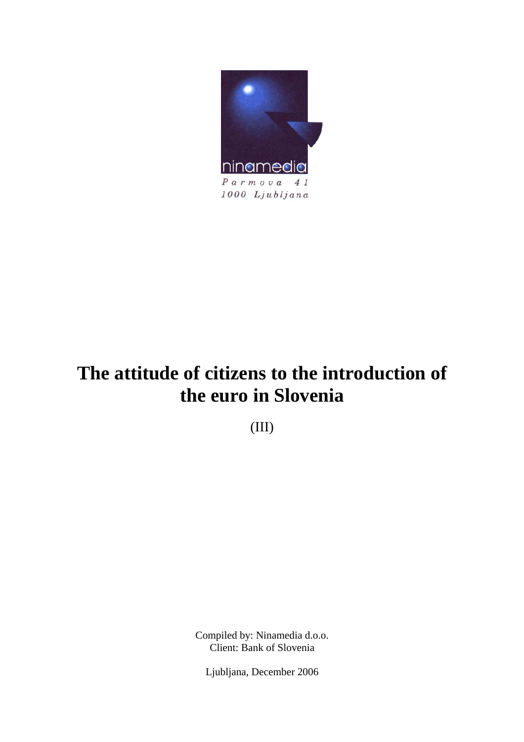ninamedia

*Parmova 41*
*1000 Ljubljana*

# The attitude of citizens to the introduction of the euro in Slovenia

(III)

Compiled by: Ninamedia d.o.o.
Client: Bank of Slovenia

Ljubljana, December 2006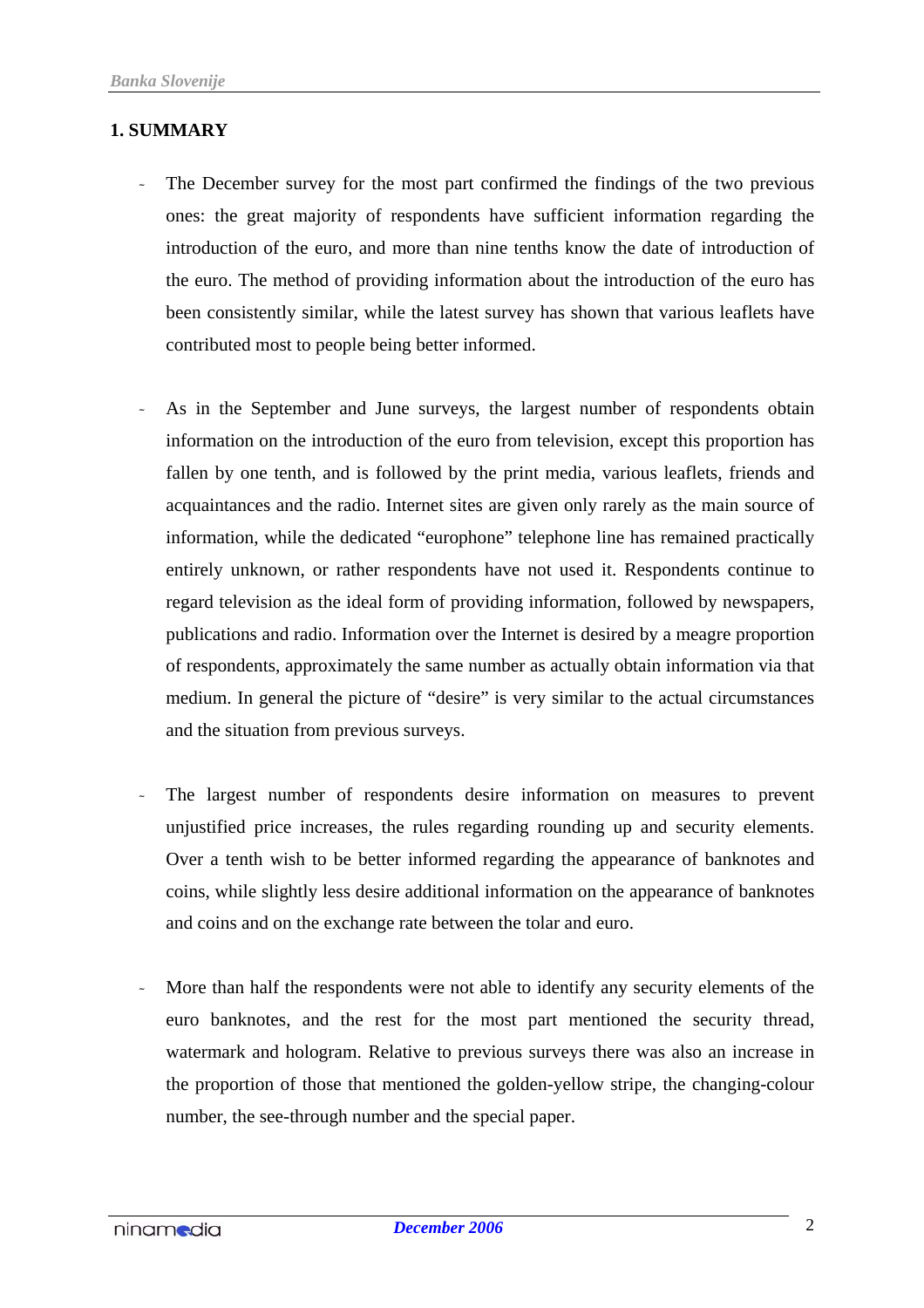## 1. SUMMARY

- The December survey for the most part confirmed the findings of the two previous ones: the great majority of respondents have sufficient information regarding the introduction of the euro, and more than nine tenths know the date of introduction of the euro. The method of providing information about the introduction of the euro has been consistently similar, while the latest survey has shown that various leaflets have contributed most to people being better informed.

- As in the September and June surveys, the largest number of respondents obtain information on the introduction of the euro from television, except this proportion has fallen by one tenth, and is followed by the print media, various leaflets, friends and acquaintances and the radio. Internet sites are given only rarely as the main source of information, while the dedicated “europhone” telephone line has remained practically entirely unknown, or rather respondents have not used it. Respondents continue to regard television as the ideal form of providing information, followed by newspapers, publications and radio. Information over the Internet is desired by a meagre proportion of respondents, approximately the same number as actually obtain information via that medium. In general the picture of “desire” is very similar to the actual circumstances and the situation from previous surveys.

- The largest number of respondents desire information on measures to prevent unjustified price increases, the rules regarding rounding up and security elements. Over a tenth wish to be better informed regarding the appearance of banknotes and coins, while slightly less desire additional information on the appearance of banknotes and coins and on the exchange rate between the tolar and euro.

- More than half the respondents were not able to identify any security elements of the euro banknotes, and the rest for the most part mentioned the security thread, watermark and hologram. Relative to previous surveys there was also an increase in the proportion of those that mentioned the golden-yellow stripe, the changing-colour number, the see-through number and the special paper.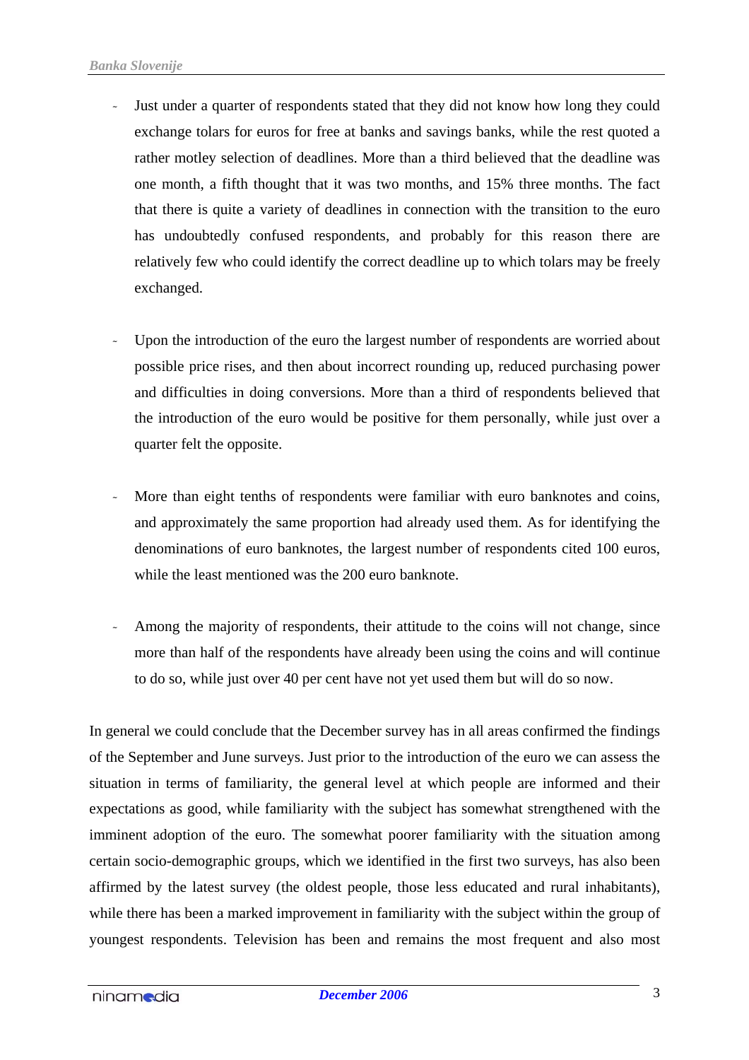- Just under a quarter of respondents stated that they did not know how long they could exchange tolars for euros for free at banks and savings banks, while the rest quoted a rather motley selection of deadlines. More than a third believed that the deadline was one month, a fifth thought that it was two months, and 15% three months. The fact that there is quite a variety of deadlines in connection with the transition to the euro has undoubtedly confused respondents, and probably for this reason there are relatively few who could identify the correct deadline up to which tolars may be freely exchanged.

- Upon the introduction of the euro the largest number of respondents are worried about possible price rises, and then about incorrect rounding up, reduced purchasing power and difficulties in doing conversions. More than a third of respondents believed that the introduction of the euro would be positive for them personally, while just over a quarter felt the opposite.

- More than eight tenths of respondents were familiar with euro banknotes and coins, and approximately the same proportion had already used them. As for identifying the denominations of euro banknotes, the largest number of respondents cited 100 euros, while the least mentioned was the 200 euro banknote.

- Among the majority of respondents, their attitude to the coins will not change, since more than half of the respondents have already been using the coins and will continue to do so, while just over 40 per cent have not yet used them but will do so now.

In general we could conclude that the December survey has in all areas confirmed the findings of the September and June surveys. Just prior to the introduction of the euro we can assess the situation in terms of familiarity, the general level at which people are informed and their expectations as good, while familiarity with the subject has somewhat strengthened with the imminent adoption of the euro. The somewhat poorer familiarity with the situation among certain socio-demographic groups, which we identified in the first two surveys, has also been affirmed by the latest survey (the oldest people, those less educated and rural inhabitants), while there has been a marked improvement in familiarity with the subject within the group of youngest respondents. Television has been and remains the most frequent and also most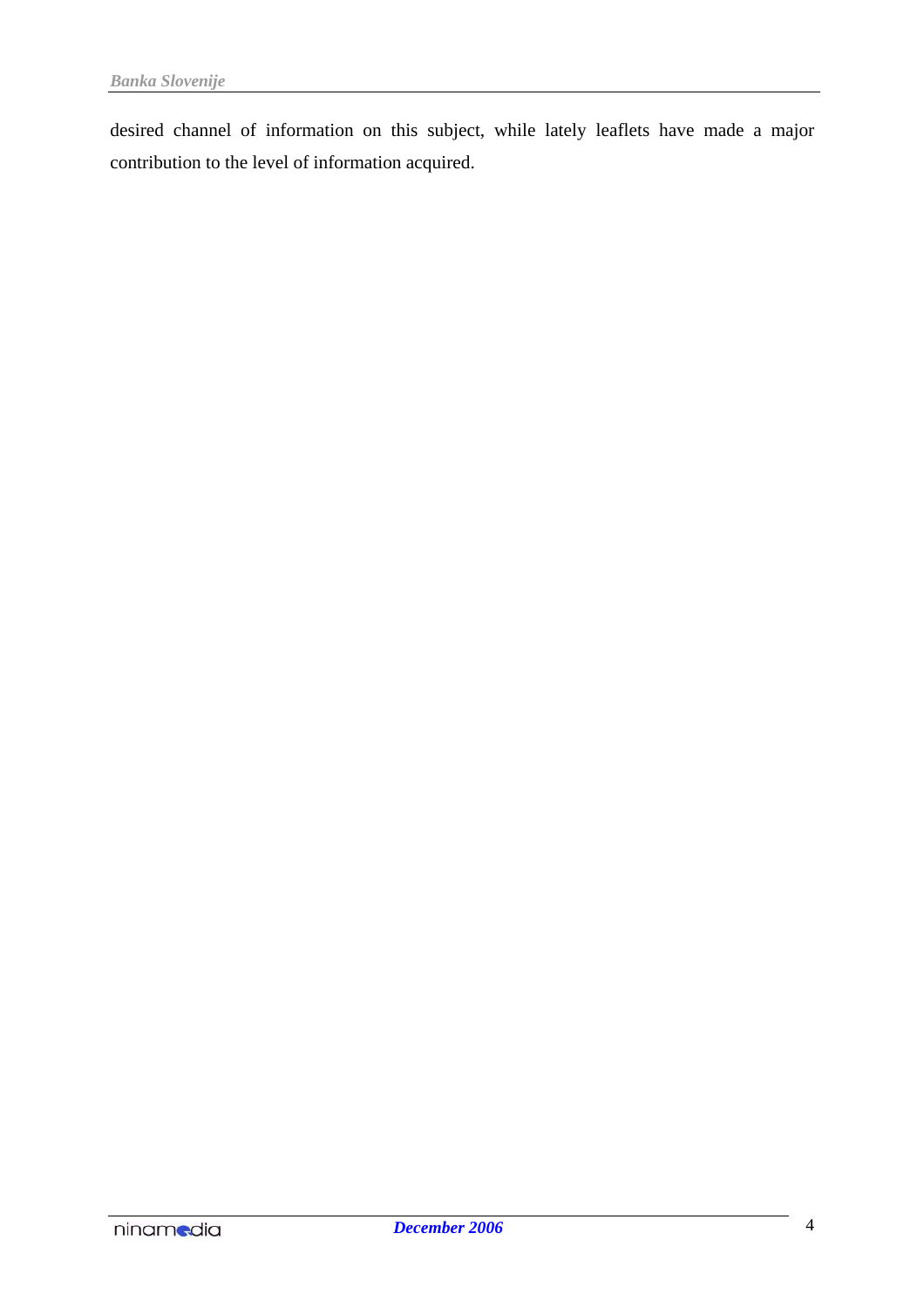desired channel of information on this subject, while lately leaflets have made a major contribution to the level of information acquired.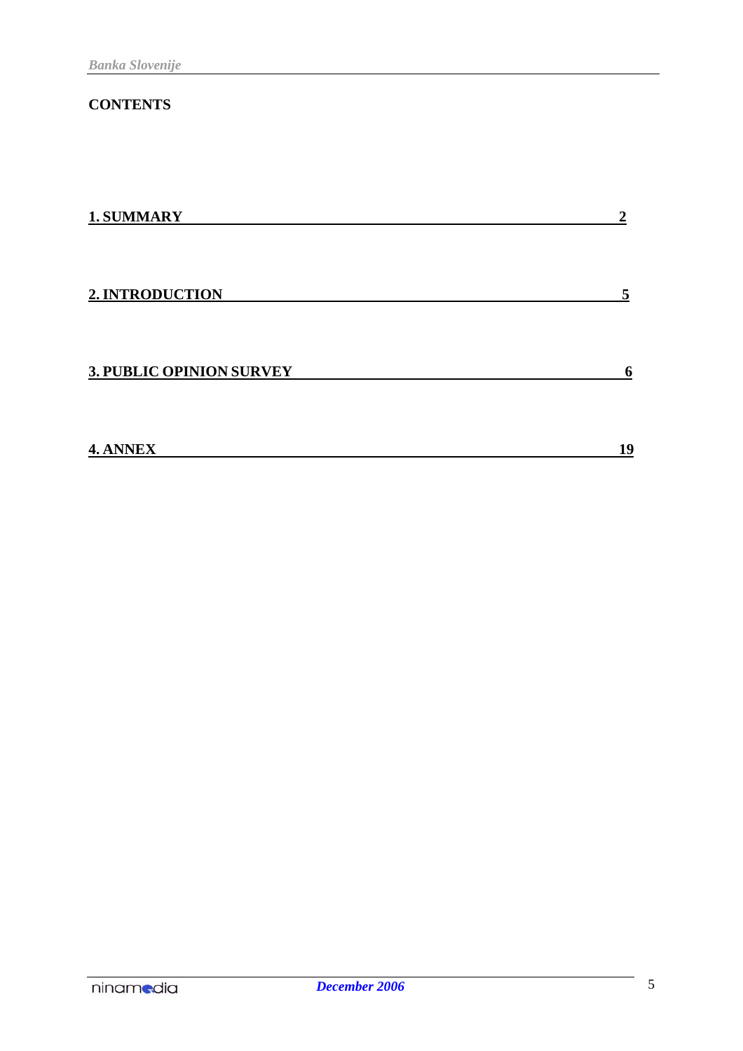## CONTENTS

| | |
|---|---|
| **1. SUMMARY** | **2** |
| **2. INTRODUCTION** | **5** |
| **3. PUBLIC OPINION SURVEY** | **6** |
| **4. ANNEX** | **19** |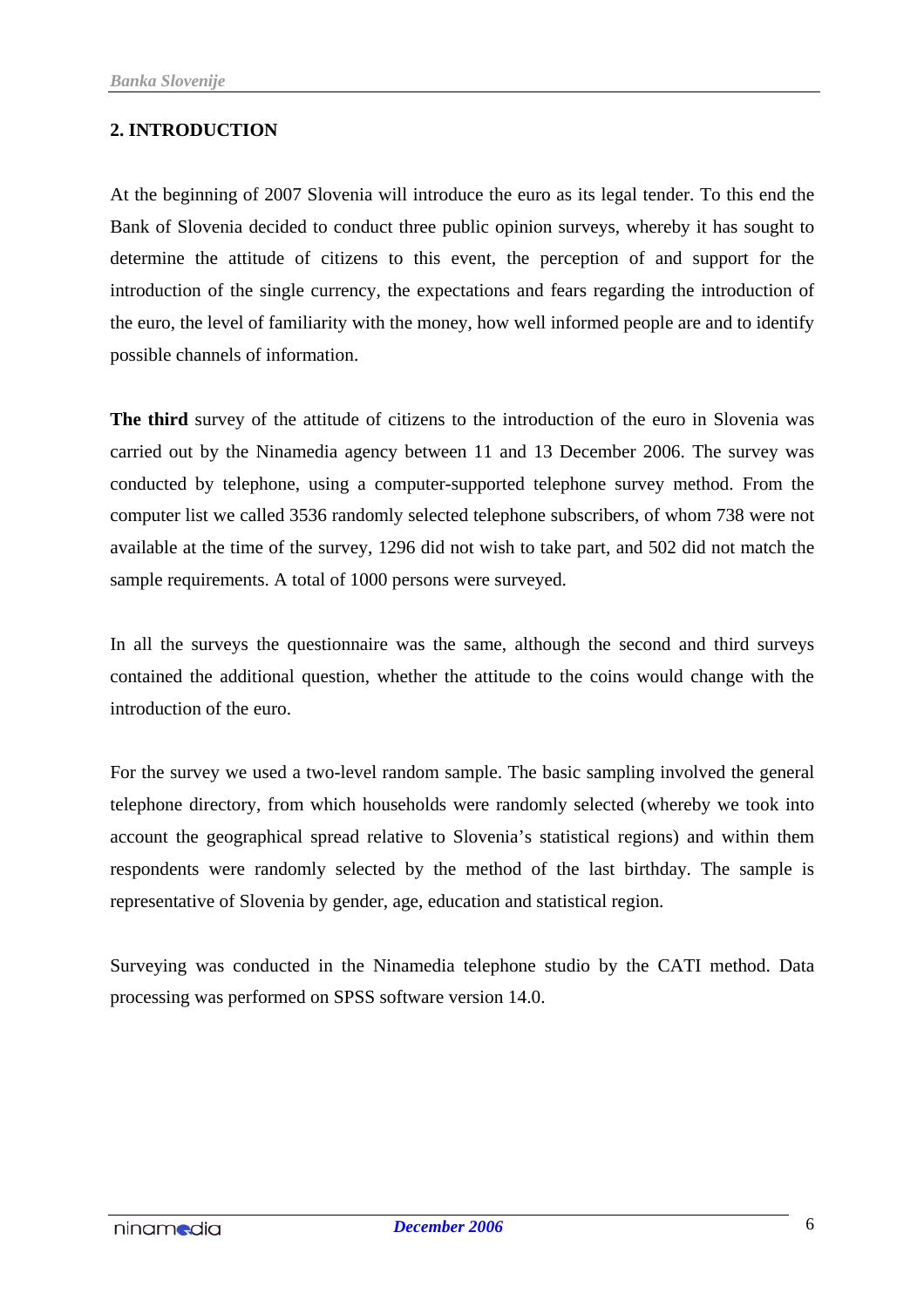## 2. INTRODUCTION

At the beginning of 2007 Slovenia will introduce the euro as its legal tender. To this end the Bank of Slovenia decided to conduct three public opinion surveys, whereby it has sought to determine the attitude of citizens to this event, the perception of and support for the introduction of the single currency, the expectations and fears regarding the introduction of the euro, the level of familiarity with the money, how well informed people are and to identify possible channels of information.

**The third** survey of the attitude of citizens to the introduction of the euro in Slovenia was carried out by the Ninamedia agency between 11 and 13 December 2006. The survey was conducted by telephone, using a computer-supported telephone survey method. From the computer list we called 3536 randomly selected telephone subscribers, of whom 738 were not available at the time of the survey, 1296 did not wish to take part, and 502 did not match the sample requirements. A total of 1000 persons were surveyed.

In all the surveys the questionnaire was the same, although the second and third surveys contained the additional question, whether the attitude to the coins would change with the introduction of the euro.

For the survey we used a two-level random sample. The basic sampling involved the general telephone directory, from which households were randomly selected (whereby we took into account the geographical spread relative to Slovenia's statistical regions) and within them respondents were randomly selected by the method of the last birthday. The sample is representative of Slovenia by gender, age, education and statistical region.

Surveying was conducted in the Ninamedia telephone studio by the CATI method. Data processing was performed on SPSS software version 14.0.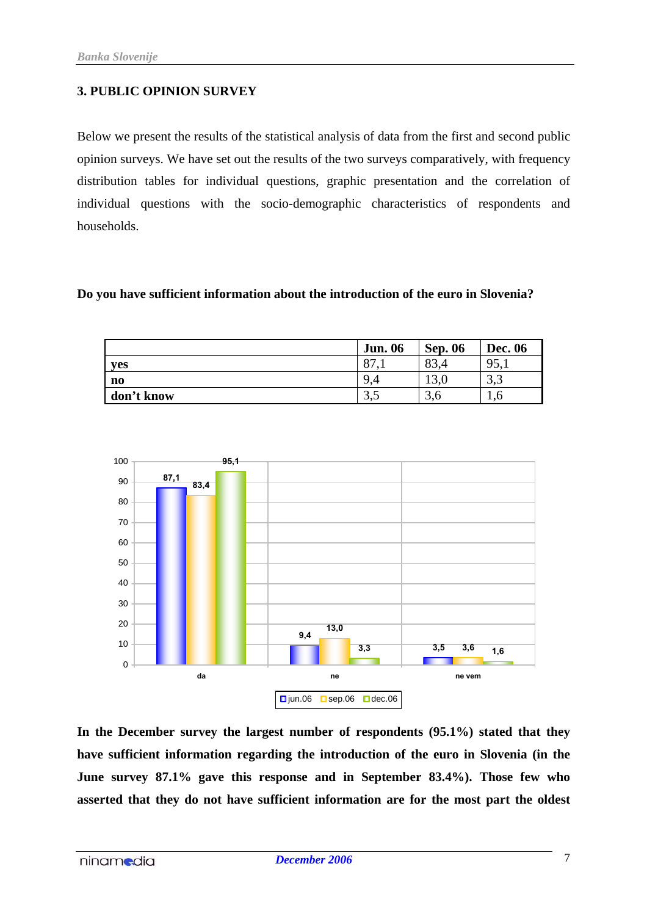## 3. PUBLIC OPINION SURVEY

Below we present the results of the statistical analysis of data from the first and second public opinion surveys. We have set out the results of the two surveys comparatively, with frequency distribution tables for individual questions, graphic presentation and the correlation of individual questions with the socio-demographic characteristics of respondents and households.

**Do you have sufficient information about the introduction of the euro in Slovenia?**

| | Jun. 06 | Sep. 06 | Dec. 06 |
|---|---|---|---|
| **yes** | 87,1 | 83,4 | 95,1 |
| **no** | 9,4 | 13,0 | 3,3 |
| **don't know** | 3,5 | 3,6 | 1,6 |

**In the December survey the largest number of respondents (95.1%) stated that they have sufficient information regarding the introduction of the euro in Slovenia (in the June survey 87.1% gave this response and in September 83.4%). Those few who asserted that they do not have sufficient information are for the most part the oldest**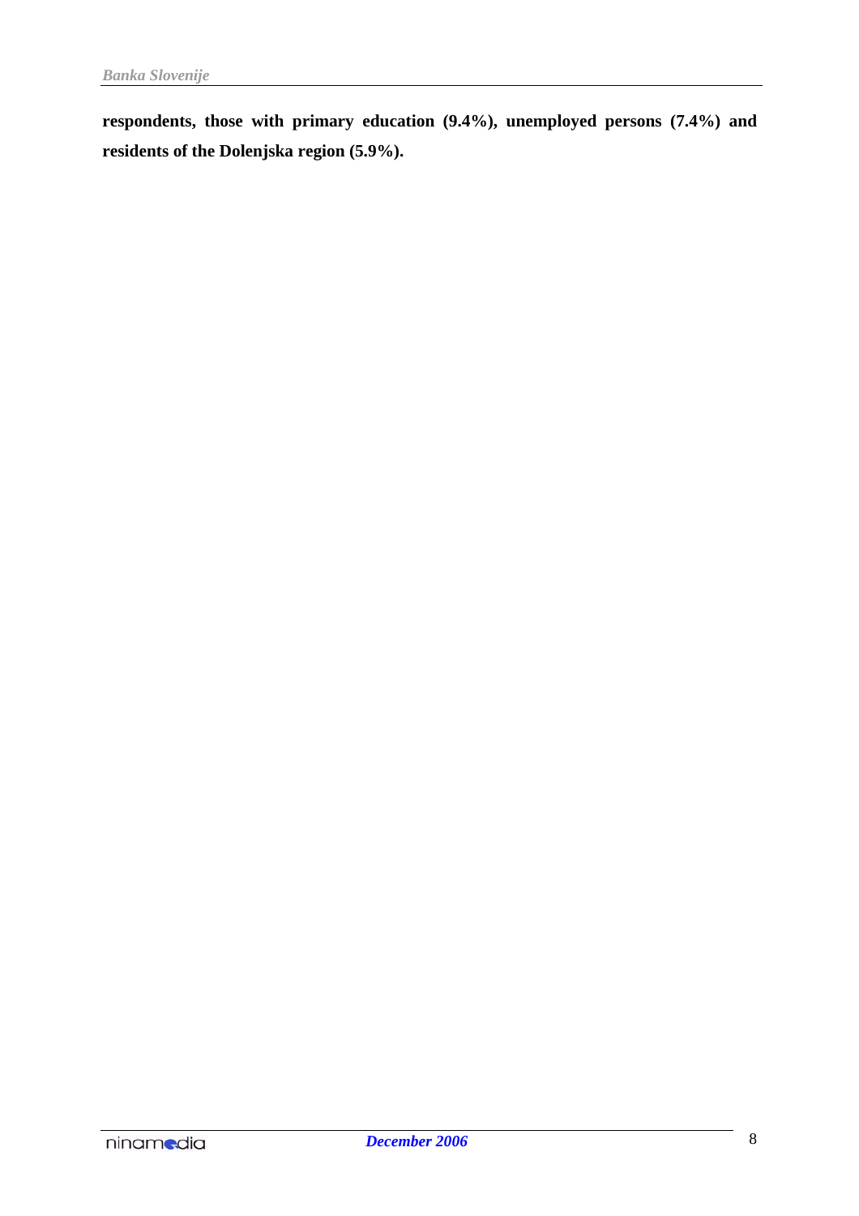**respondents, those with primary education (9.4%), unemployed persons (7.4%) and residents of the Dolenjska region (5.9%).**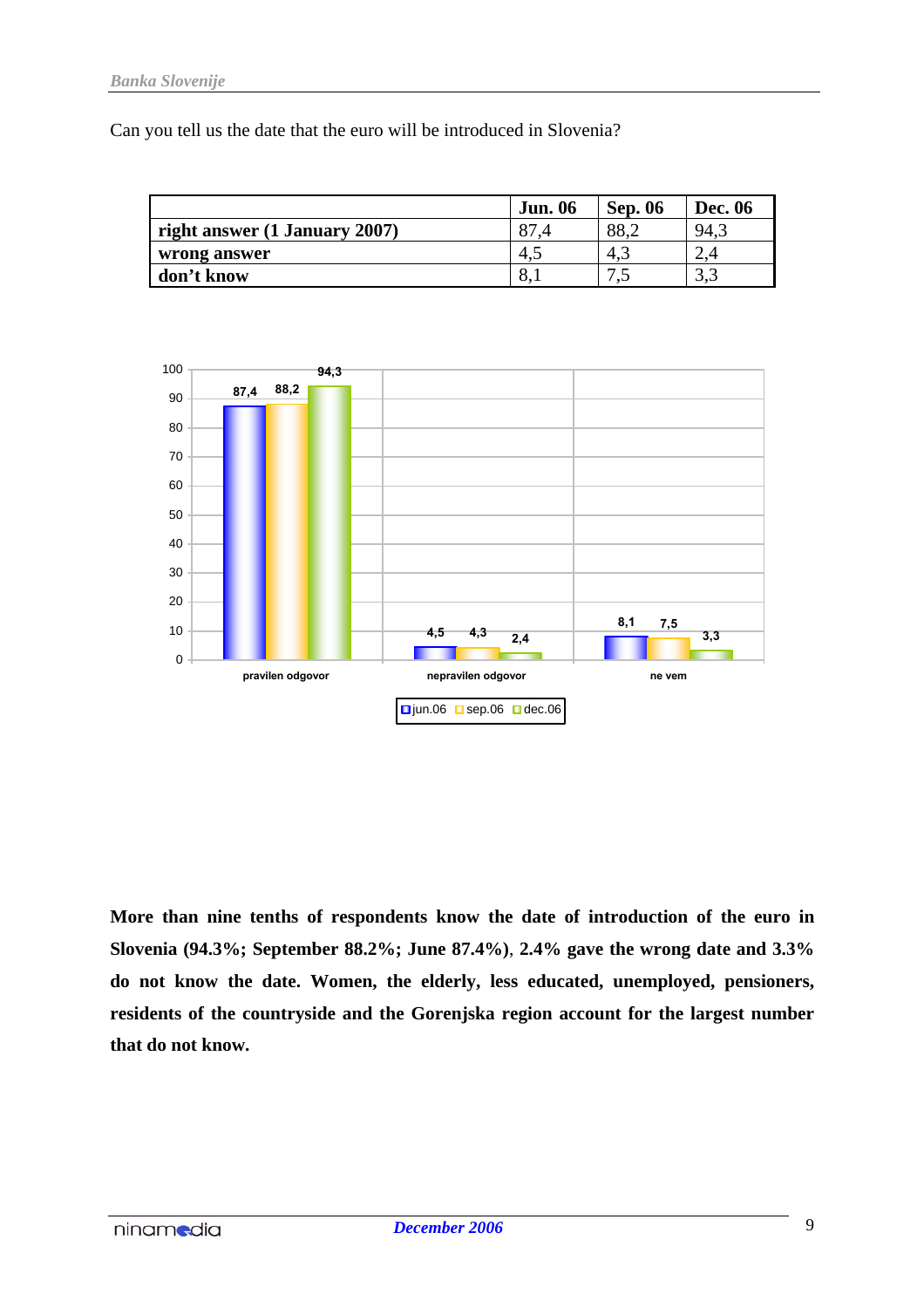Can you tell us the date that the euro will be introduced in Slovenia?

| | Jun. 06 | Sep. 06 | Dec. 06 |
|---|---|---|---|
| **right answer (1 January 2007)** | 87,4 | 88,2 | 94,3 |
| **wrong answer** | 4,5 | 4,3 | 2,4 |
| **don't know** | 8,1 | 7,5 | 3,3 |

**More than nine tenths of respondents know the date of introduction of the euro in Slovenia (94.3%; September 88.2%; June 87.4%)**, **2.4% gave the wrong date and 3.3% do not know the date. Women, the elderly, less educated, unemployed, pensioners, residents of the countryside and the Gorenjska region account for the largest number that do not know.**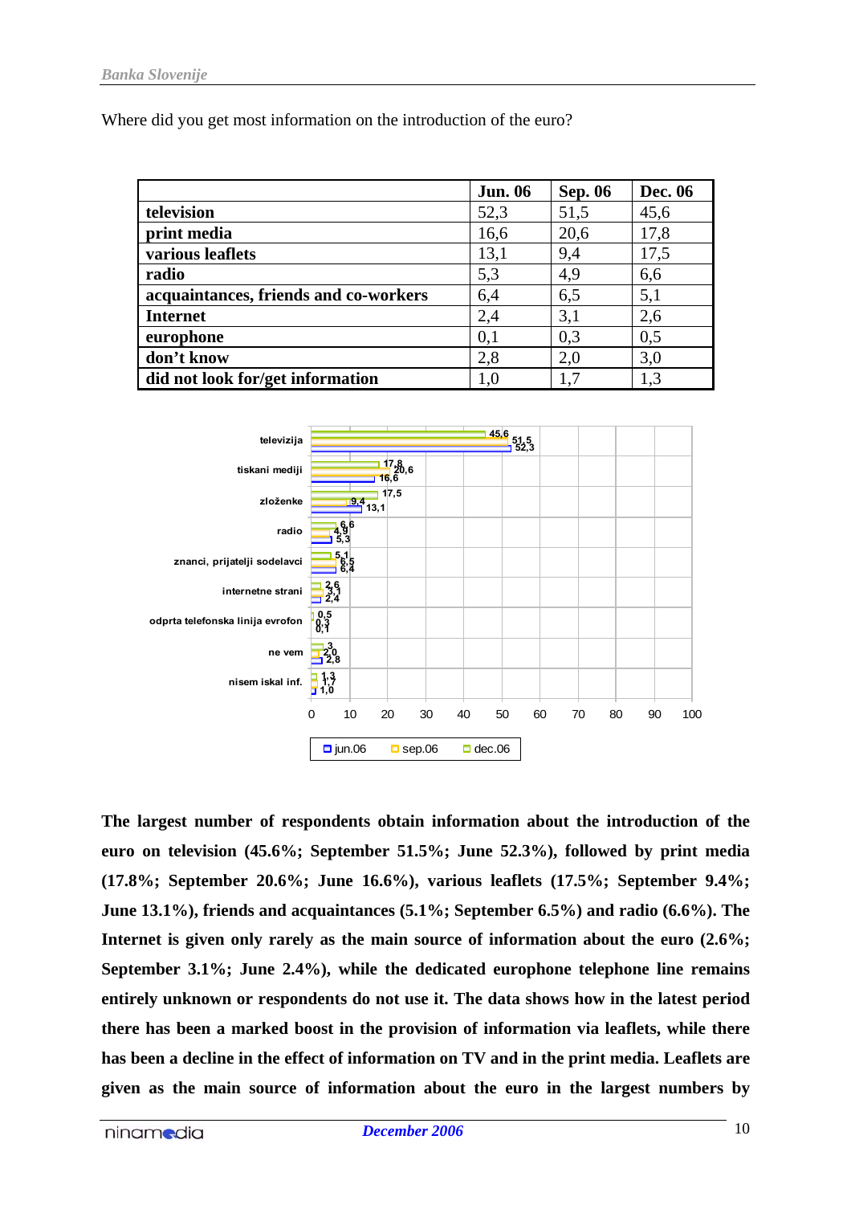Where did you get most information on the introduction of the euro?

| | Jun. 06 | Sep. 06 | Dec. 06 |
|---|---|---|---|
| **television** | 52,3 | 51,5 | 45,6 |
| **print media** | 16,6 | 20,6 | 17,8 |
| **various leaflets** | 13,1 | 9,4 | 17,5 |
| **radio** | 5,3 | 4,9 | 6,6 |
| **acquaintances, friends and co-workers** | 6,4 | 6,5 | 5,1 |
| **Internet** | 2,4 | 3,1 | 2,6 |
| **europhone** | 0,1 | 0,3 | 0,5 |
| **don't know** | 2,8 | 2,0 | 3,0 |
| **did not look for/get information** | 1,0 | 1,7 | 1,3 |

**The largest number of respondents obtain information about the introduction of the euro on television (45.6%; September 51.5%; June 52.3%), followed by print media (17.8%; September 20.6%; June 16.6%), various leaflets (17.5%; September 9.4%; June 13.1%), friends and acquaintances (5.1%; September 6.5%) and radio (6.6%). The Internet is given only rarely as the main source of information about the euro (2.6%; September 3.1%; June 2.4%), while the dedicated europhone telephone line remains entirely unknown or respondents do not use it. The data shows how in the latest period there has been a marked boost in the provision of information via leaflets, while there has been a decline in the effect of information on TV and in the print media. Leaflets are given as the main source of information about the euro in the largest numbers by**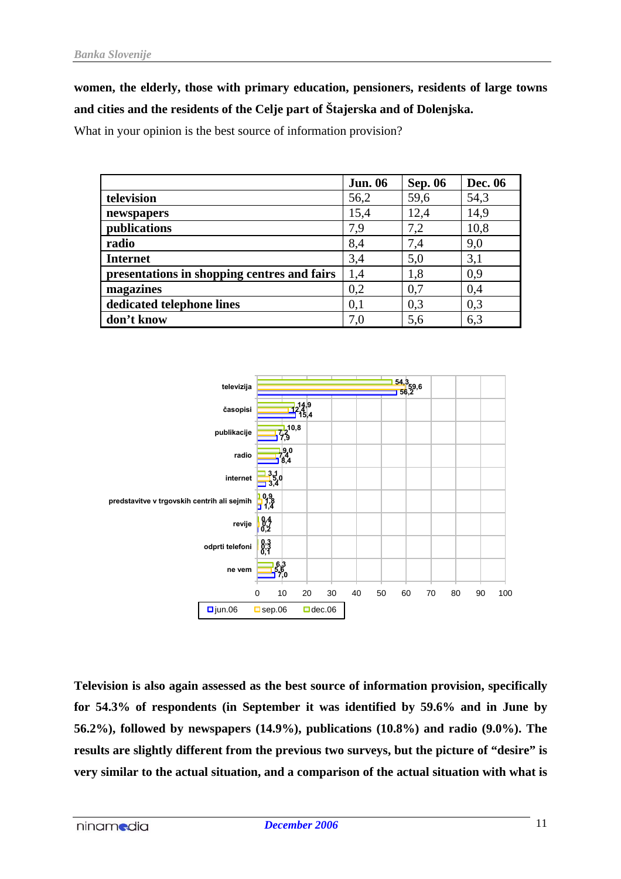**women, the elderly, those with primary education, pensioners, residents of large towns and cities and the residents of the Celje part of Štajerska and of Dolenjska.**

What in your opinion is the best source of information provision?

| | Jun. 06 | Sep. 06 | Dec. 06 |
|---|---|---|---|
| **television** | 56,2 | 59,6 | 54,3 |
| **newspapers** | 15,4 | 12,4 | 14,9 |
| **publications** | 7,9 | 7,2 | 10,8 |
| **radio** | 8,4 | 7,4 | 9,0 |
| **Internet** | 3,4 | 5,0 | 3,1 |
| **presentations in shopping centres and fairs** | 1,4 | 1,8 | 0,9 |
| **magazines** | 0,2 | 0,7 | 0,4 |
| **dedicated telephone lines** | 0,1 | 0,3 | 0,3 |
| **don't know** | 7,0 | 5,6 | 6,3 |

| | jun.06 | sep.06 | dec.06 |
|---|---|---|---|
| televizija | 56,2 | 59,6 | 54,3 |
| časopisi | 15,4 | 12,4 | 14,9 |
| publikacije | 7,9 | 7,2 | 10,8 |
| radio | 8,4 | 7,4 | 9,0 |
| internet | 3,4 | 5,0 | 3,1 |
| predstavitve v trgovskih centrih ali sejmih | 1,4 | 1,8 | 0,9 |
| revije | 0,2 | 0,7 | 0,4 |
| odprti telefoni | 0,1 | 0,3 | 0,3 |
| ne vem | 7,0 | 5,6 | 6,3 |

**Television is also again assessed as the best source of information provision, specifically for 54.3% of respondents (in September it was identified by 59.6% and in June by 56.2%), followed by newspapers (14.9%), publications (10.8%) and radio (9.0%). The results are slightly different from the previous two surveys, but the picture of "desire" is very similar to the actual situation, and a comparison of the actual situation with what is**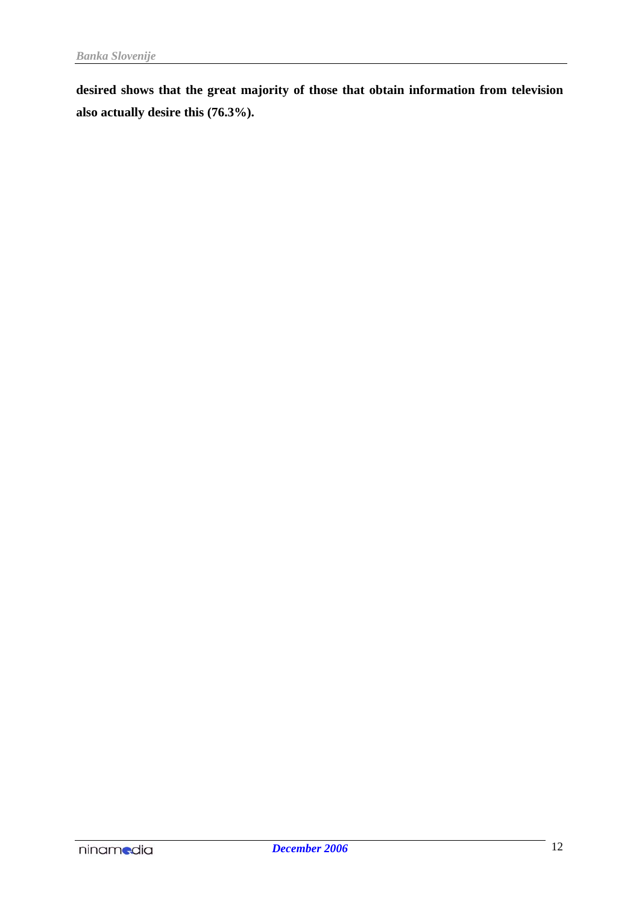**desired shows that the great majority of those that obtain information from television also actually desire this (76.3%).**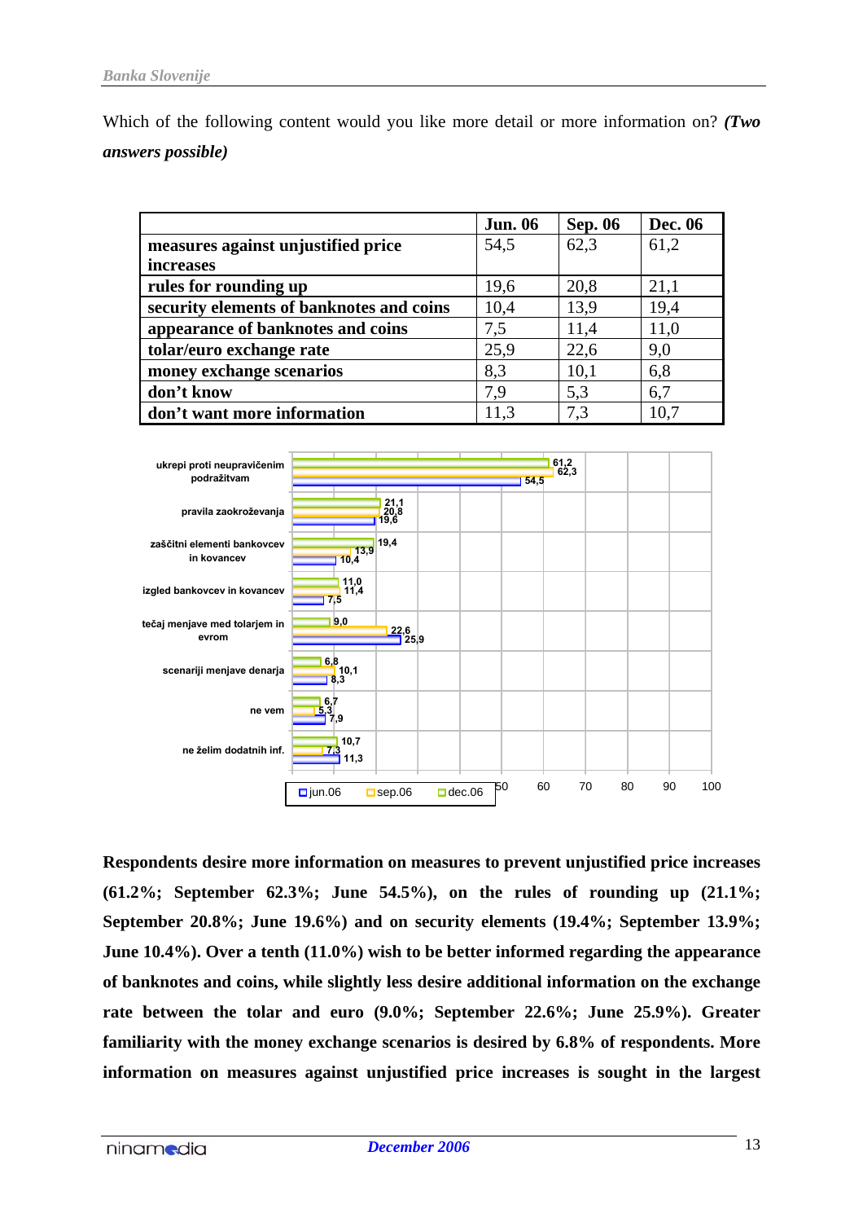Which of the following content would you like more detail or more information on? ***(Two answers possible)***

| | Jun. 06 | Sep. 06 | Dec. 06 |
|---|---|---|---|
| **measures against unjustified price increases** | 54,5 | 62,3 | 61,2 |
| **rules for rounding up** | 19,6 | 20,8 | 21,1 |
| **security elements of banknotes and coins** | 10,4 | 13,9 | 19,4 |
| **appearance of banknotes and coins** | 7,5 | 11,4 | 11,0 |
| **tolar/euro exchange rate** | 25,9 | 22,6 | 9,0 |
| **money exchange scenarios** | 8,3 | 10,1 | 6,8 |
| **don't know** | 7,9 | 5,3 | 6,7 |
| **don't want more information** | 11,3 | 7,3 | 10,7 |

| | jun.06 | sep.06 | dec.06 |
|---|---|---|---|
| ukrepi proti neupravičenim podražitvam | 54,5 | 62,3 | 61,2 |
| pravila zaokroževanja | 19,6 | 20,8 | 21,1 |
| zaščitni elementi bankovcev in kovancev | 10,4 | 13,9 | 19,4 |
| izgled bankovcev in kovancev | 7,5 | 11,4 | 11,0 |
| tečaj menjave med tolarjem in evrom | 25,9 | 22,6 | 9,0 |
| scenariji menjave denarja | 8,3 | 10,1 | 6,8 |
| ne vem | 7,9 | 5,3 | 6,7 |
| ne želim dodatnih inf. | 11,3 | 7,3 | 10,7 |

**Respondents desire more information on measures to prevent unjustified price increases (61.2%; September 62.3%; June 54.5%), on the rules of rounding up (21.1%; September 20.8%; June 19.6%) and on security elements (19.4%; September 13.9%; June 10.4%). Over a tenth (11.0%) wish to be better informed regarding the appearance of banknotes and coins, while slightly less desire additional information on the exchange rate between the tolar and euro (9.0%; September 22.6%; June 25.9%). Greater familiarity with the money exchange scenarios is desired by 6.8% of respondents. More information on measures against unjustified price increases is sought in the largest**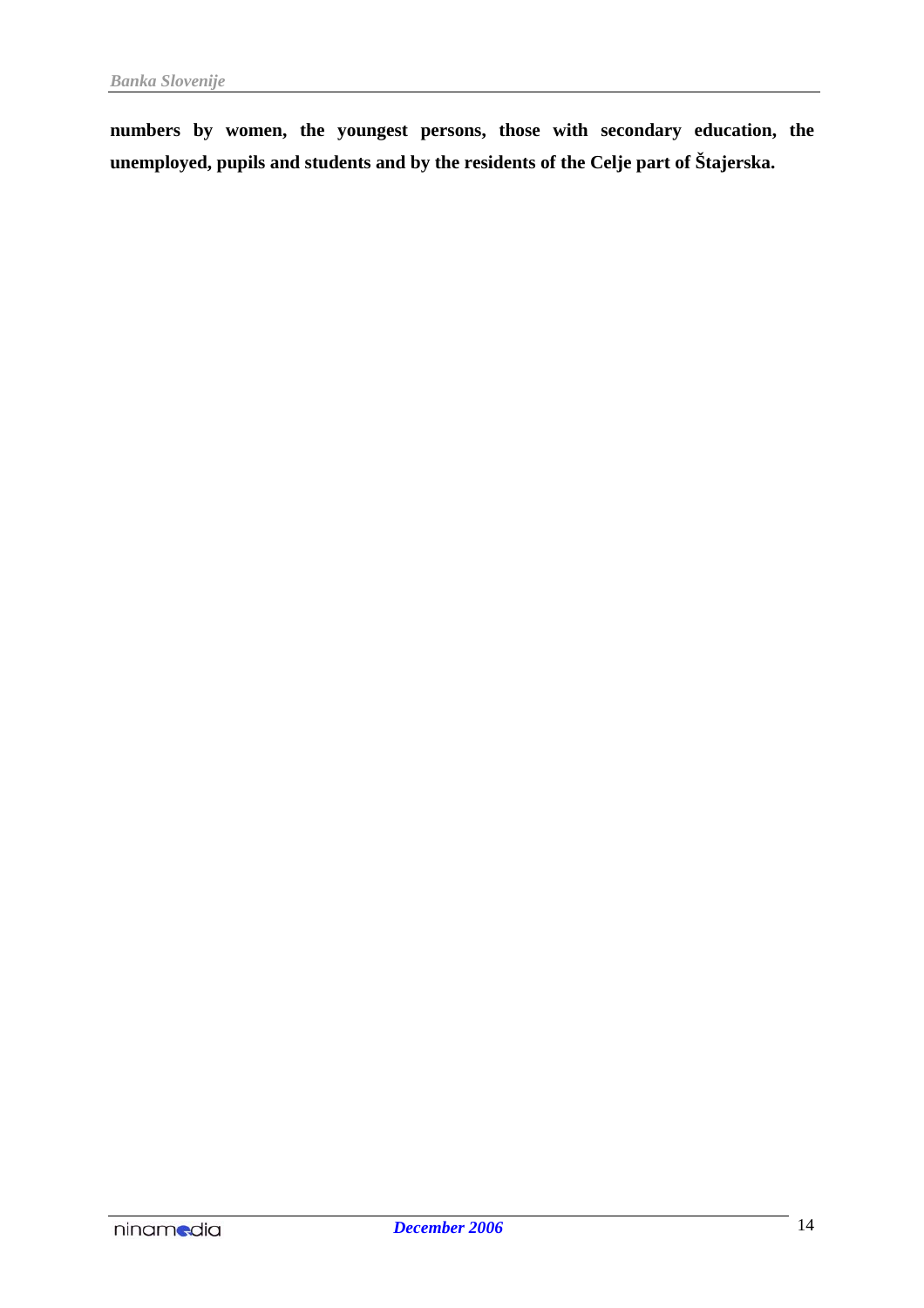**numbers by women, the youngest persons, those with secondary education, the unemployed, pupils and students and by the residents of the Celje part of Štajerska.**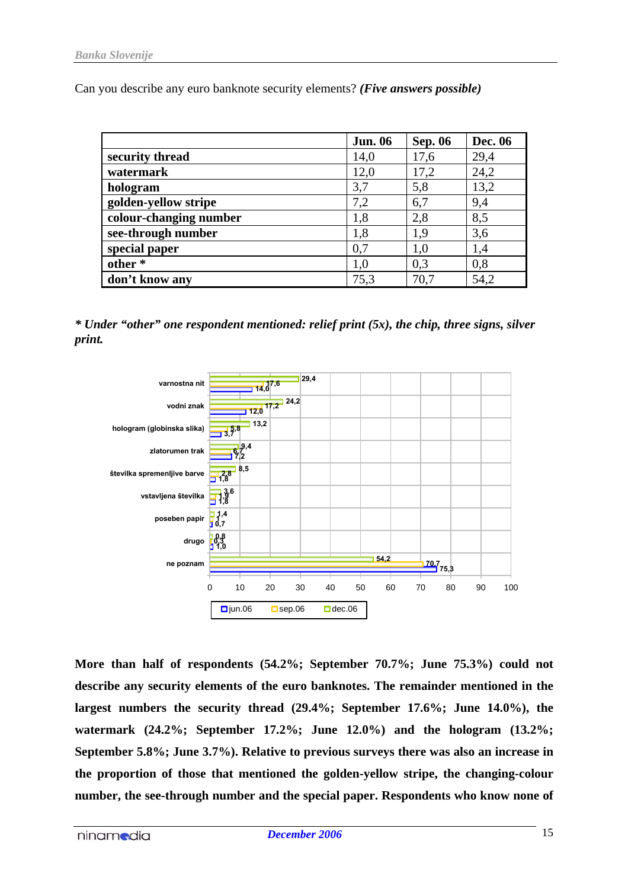Can you describe any euro banknote security elements? ***(Five answers possible)***

| | Jun. 06 | Sep. 06 | Dec. 06 |
|---|---|---|---|
| **security thread** | 14,0 | 17,6 | 29,4 |
| **watermark** | 12,0 | 17,2 | 24,2 |
| **hologram** | 3,7 | 5,8 | 13,2 |
| **golden-yellow stripe** | 7,2 | 6,7 | 9,4 |
| **colour-changing number** | 1,8 | 2,8 | 8,5 |
| **see-through number** | 1,8 | 1,9 | 3,6 |
| **special paper** | 0,7 | 1,0 | 1,4 |
| **other *** | 1,0 | 0,3 | 0,8 |
| **don't know any** | 75,3 | 70,7 | 54,2 |

***\* Under "other" one respondent mentioned: relief print (5x), the chip, three signs, silver print.***

**More than half of respondents (54.2%; September 70.7%; June 75.3%) could not describe any security elements of the euro banknotes. The remainder mentioned in the largest numbers the security thread (29.4%; September 17.6%; June 14.0%), the watermark (24.2%; September 17.2%; June 12.0%) and the hologram (13.2%; September 5.8%; June 3.7%). Relative to previous surveys there was also an increase in the proportion of those that mentioned the golden-yellow stripe, the changing-colour number, the see-through number and the special paper. Respondents who know none of**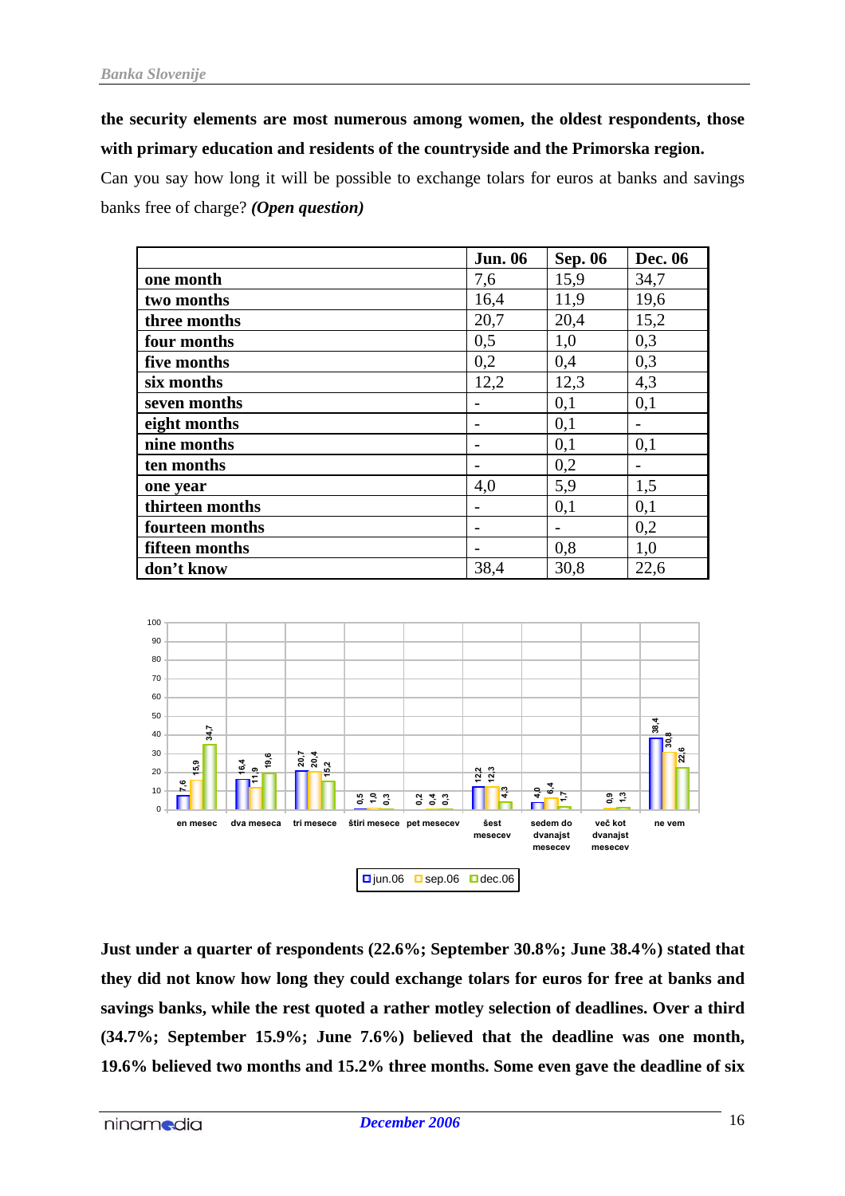**the security elements are most numerous among women, the oldest respondents, those with primary education and residents of the countryside and the Primorska region.**

Can you say how long it will be possible to exchange tolars for euros at banks and savings banks free of charge? ***(Open question)***

| | Jun. 06 | Sep. 06 | Dec. 06 |
|---|---|---|---|
| one month | 7,6 | 15,9 | 34,7 |
| two months | 16,4 | 11,9 | 19,6 |
| three months | 20,7 | 20,4 | 15,2 |
| four months | 0,5 | 1,0 | 0,3 |
| five months | 0,2 | 0,4 | 0,3 |
| six months | 12,2 | 12,3 | 4,3 |
| seven months | - | 0,1 | 0,1 |
| eight months | - | 0,1 | - |
| nine months | - | 0,1 | 0,1 |
| ten months | - | 0,2 | - |
| one year | 4,0 | 5,9 | 1,5 |
| thirteen months | - | 0,1 | 0,1 |
| fourteen months | - | - | 0,2 |
| fifteen months | - | 0,8 | 1,0 |
| don’t know | 38,4 | 30,8 | 22,6 |

**Just under a quarter of respondents (22.6%; September 30.8%; June 38.4%) stated that they did not know how long they could exchange tolars for euros for free at banks and savings banks, while the rest quoted a rather motley selection of deadlines. Over a third (34.7%; September 15.9%; June 7.6%) believed that the deadline was one month, 19.6% believed two months and 15.2% three months. Some even gave the deadline of six**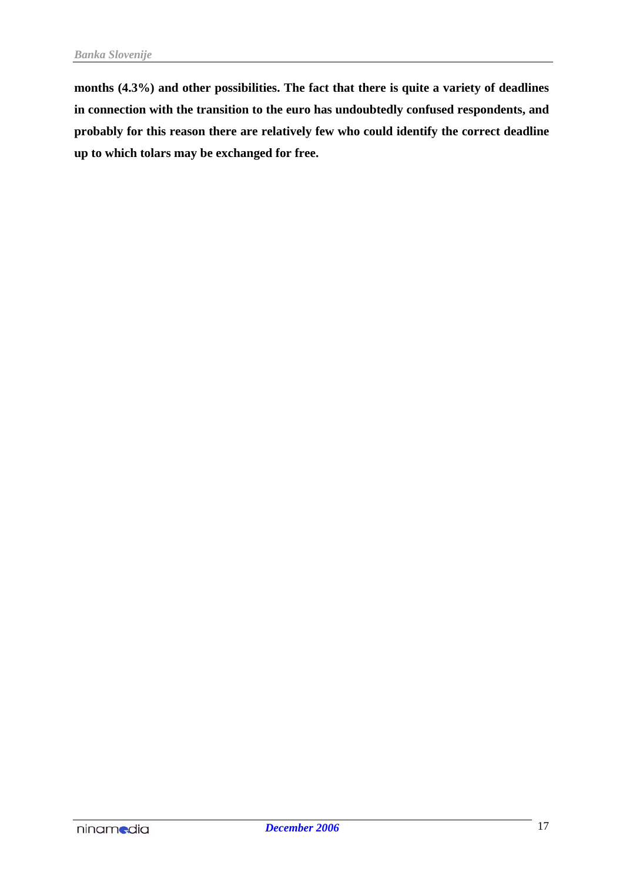**months (4.3%) and other possibilities. The fact that there is quite a variety of deadlines in connection with the transition to the euro has undoubtedly confused respondents, and probably for this reason there are relatively few who could identify the correct deadline up to which tolars may be exchanged for free.**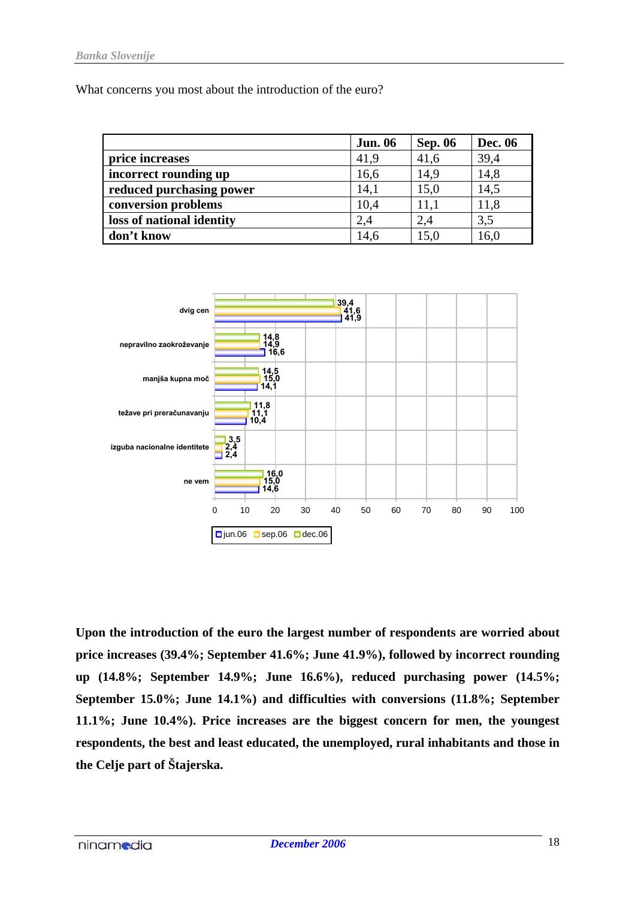What concerns you most about the introduction of the euro?

| | Jun. 06 | Sep. 06 | Dec. 06 |
|---|---|---|---|
| **price increases** | 41,9 | 41,6 | 39,4 |
| **incorrect rounding up** | 16,6 | 14,9 | 14,8 |
| **reduced purchasing power** | 14,1 | 15,0 | 14,5 |
| **conversion problems** | 10,4 | 11,1 | 11,8 |
| **loss of national identity** | 2,4 | 2,4 | 3,5 |
| **don't know** | 14,6 | 15,0 | 16,0 |

**Upon the introduction of the euro the largest number of respondents are worried about price increases (39.4%; September 41.6%; June 41.9%), followed by incorrect rounding up (14.8%; September 14.9%; June 16.6%), reduced purchasing power (14.5%; September 15.0%; June 14.1%) and difficulties with conversions (11.8%; September 11.1%; June 10.4%). Price increases are the biggest concern for men, the youngest respondents, the best and least educated, the unemployed, rural inhabitants and those in the Celje part of Štajerska.**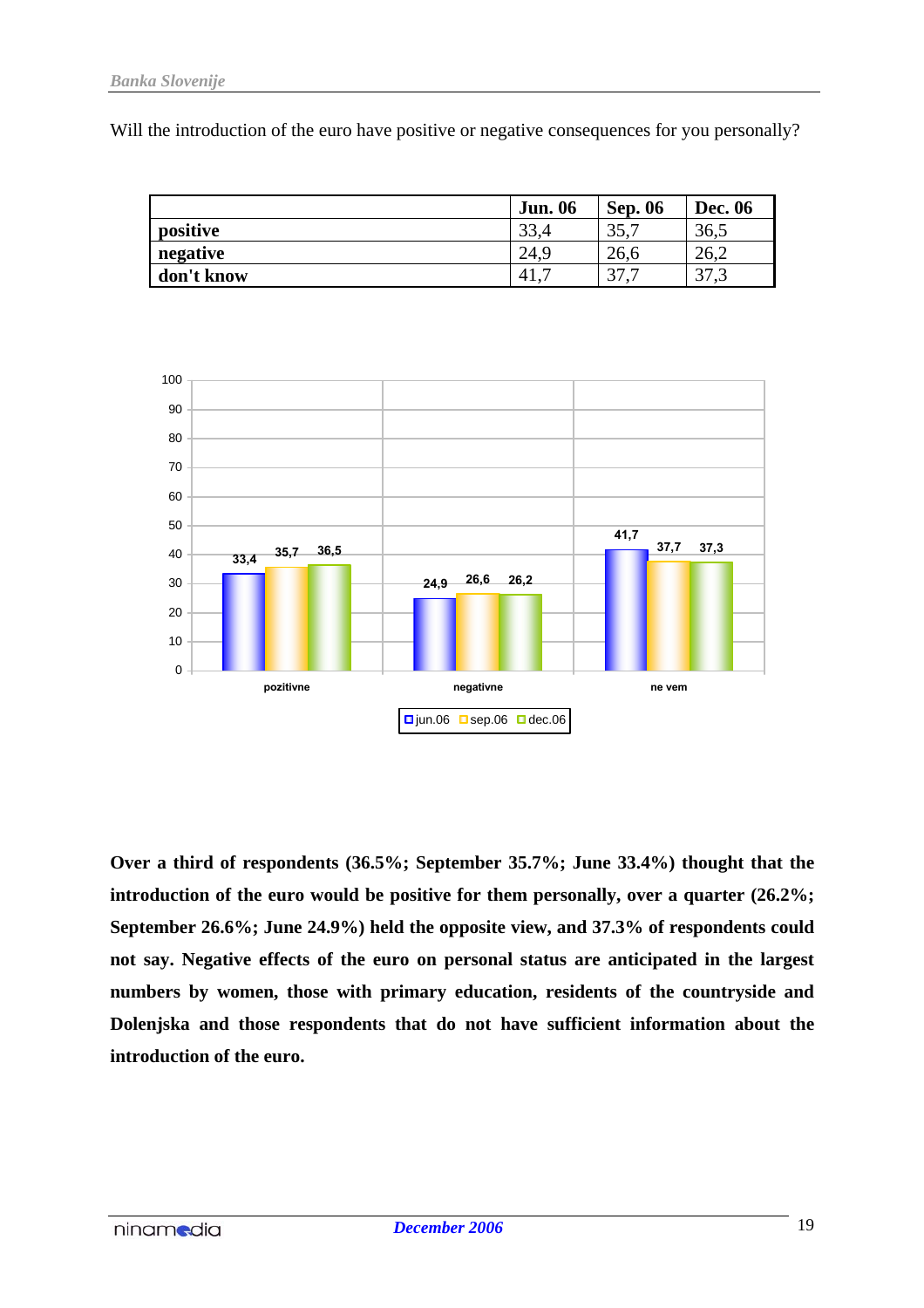Will the introduction of the euro have positive or negative consequences for you personally?

| | Jun. 06 | Sep. 06 | Dec. 06 |
|---|---|---|---|
| **positive** | 33,4 | 35,7 | 36,5 |
| **negative** | 24,9 | 26,6 | 26,2 |
| **don't know** | 41,7 | 37,7 | 37,3 |

**Over a third of respondents (36.5%; September 35.7%; June 33.4%) thought that the introduction of the euro would be positive for them personally, over a quarter (26.2%; September 26.6%; June 24.9%) held the opposite view, and 37.3% of respondents could not say. Negative effects of the euro on personal status are anticipated in the largest numbers by women, those with primary education, residents of the countryside and Dolenjska and those respondents that do not have sufficient information about the introduction of the euro.**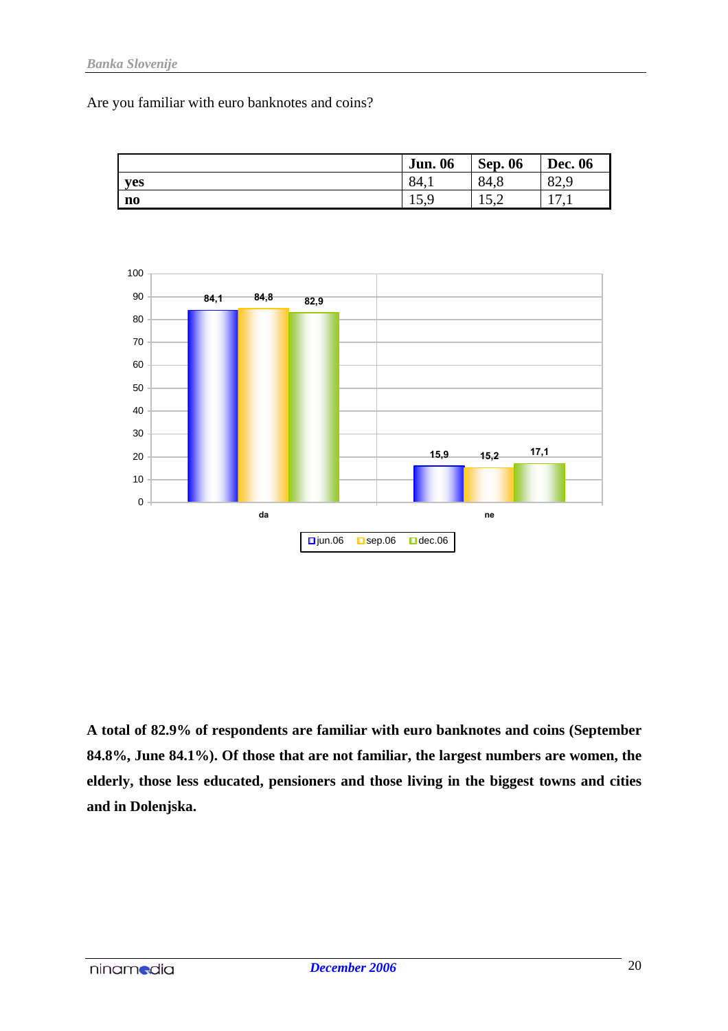Are you familiar with euro banknotes and coins?

| | Jun. 06 | Sep. 06 | Dec. 06 |
|---|---|---|---|
| yes | 84,1 | 84,8 | 82,9 |
| no | 15,9 | 15,2 | 17,1 |

**A total of 82.9% of respondents are familiar with euro banknotes and coins (September 84.8%, June 84.1%). Of those that are not familiar, the largest numbers are women, the elderly, those less educated, pensioners and those living in the biggest towns and cities and in Dolenjska.**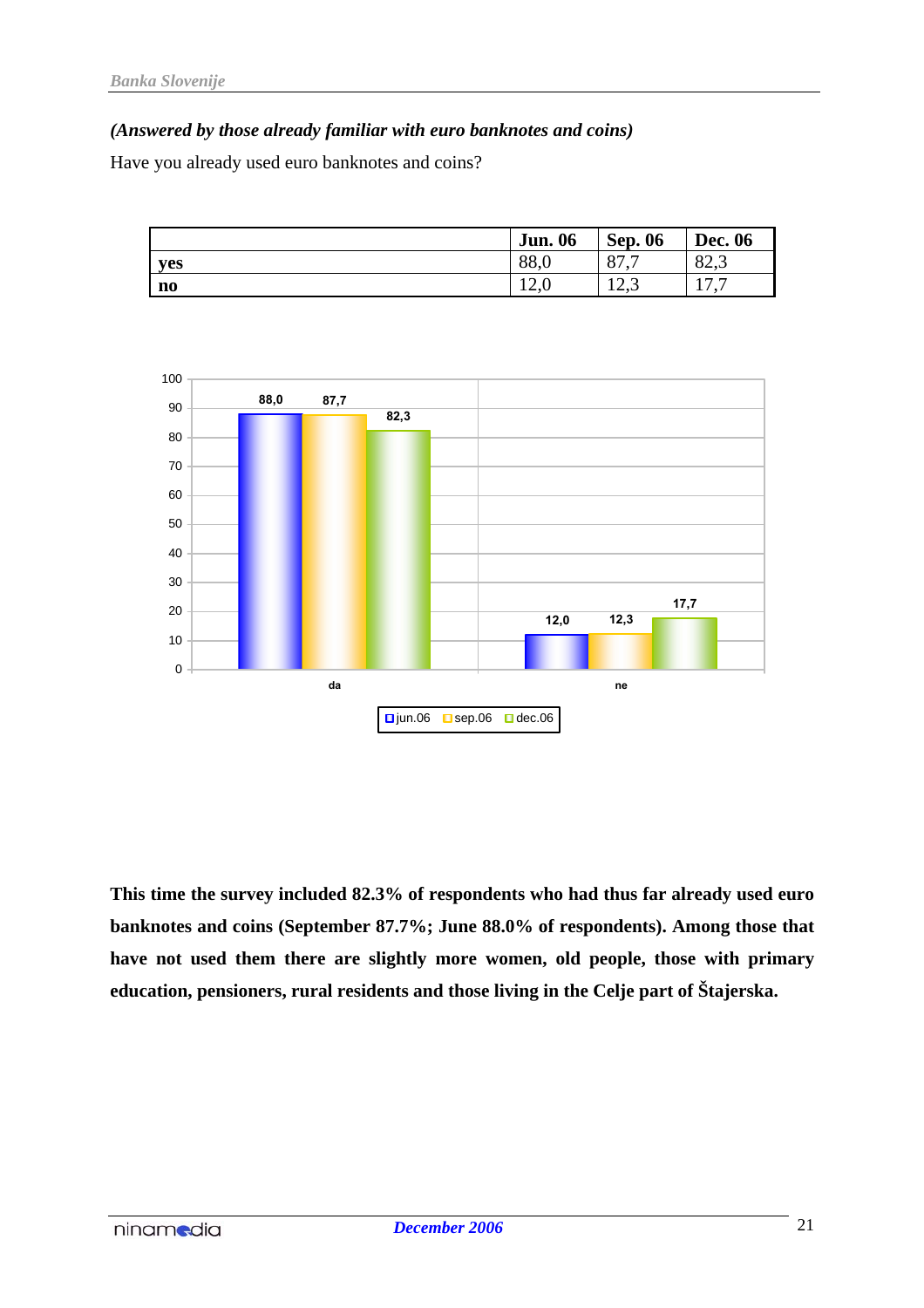***(Answered by those already familiar with euro banknotes and coins)***

Have you already used euro banknotes and coins?

| | Jun. 06 | Sep. 06 | Dec. 06 |
|---|---|---|---|
| **yes** | 88,0 | 87,7 | 82,3 |
| **no** | 12,0 | 12,3 | 17,7 |

**This time the survey included 82.3% of respondents who had thus far already used euro banknotes and coins (September 87.7%; June 88.0% of respondents). Among those that have not used them there are slightly more women, old people, those with primary education, pensioners, rural residents and those living in the Celje part of Štajerska.**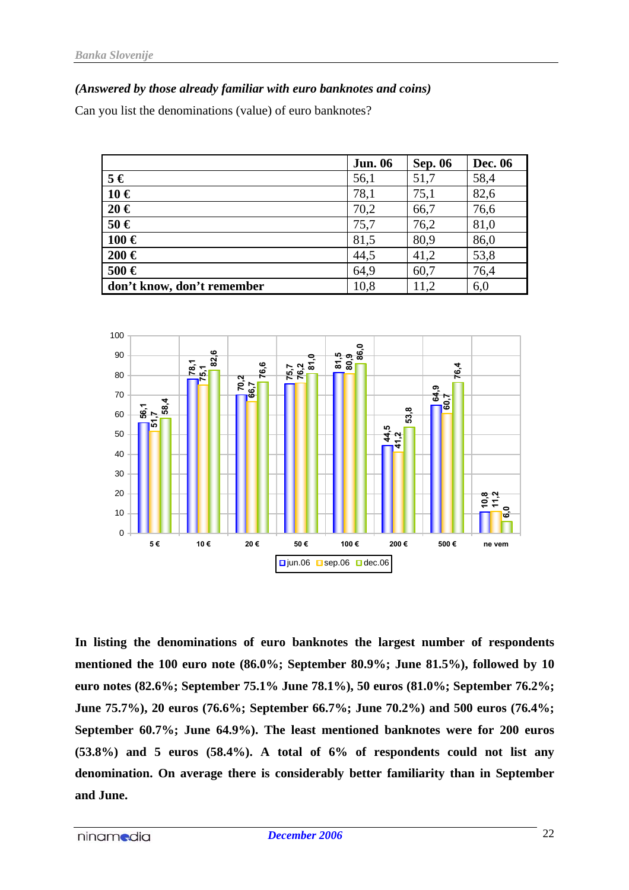***(Answered by those already familiar with euro banknotes and coins)***

Can you list the denominations (value) of euro banknotes?

| | Jun. 06 | Sep. 06 | Dec. 06 |
|---|---|---|---|
| **5 €** | 56,1 | 51,7 | 58,4 |
| **10 €** | 78,1 | 75,1 | 82,6 |
| **20 €** | 70,2 | 66,7 | 76,6 |
| **50 €** | 75,7 | 76,2 | 81,0 |
| **100 €** | 81,5 | 80,9 | 86,0 |
| **200 €** | 44,5 | 41,2 | 53,8 |
| **500 €** | 64,9 | 60,7 | 76,4 |
| **don't know, don't remember** | 10,8 | 11,2 | 6,0 |

| | jun.06 | sep.06 | dec.06 |
|---|---|---|---|
| 5 € | 56,1 | 51,7 | 58,4 |
| 10 € | 78,1 | 75,1 | 82,6 |
| 20 € | 70,2 | 66,7 | 76,6 |
| 50 € | 75,7 | 76,2 | 81,0 |
| 100 € | 81,5 | 80,9 | 86,0 |
| 200 € | 44,5 | 41,2 | 53,8 |
| 500 € | 64,9 | 60,7 | 76,4 |
| ne vem | 10,8 | 11,2 | 6,0 |

**In listing the denominations of euro banknotes the largest number of respondents mentioned the 100 euro note (86.0%; September 80.9%; June 81.5%), followed by 10 euro notes (82.6%; September 75.1% June 78.1%), 50 euros (81.0%; September 76.2%; June 75.7%), 20 euros (76.6%; September 66.7%; June 70.2%) and 500 euros (76.4%; September 60.7%; June 64.9%). The least mentioned banknotes were for 200 euros (53.8%) and 5 euros (58.4%). A total of 6% of respondents could not list any denomination. On average there is considerably better familiarity than in September and June.**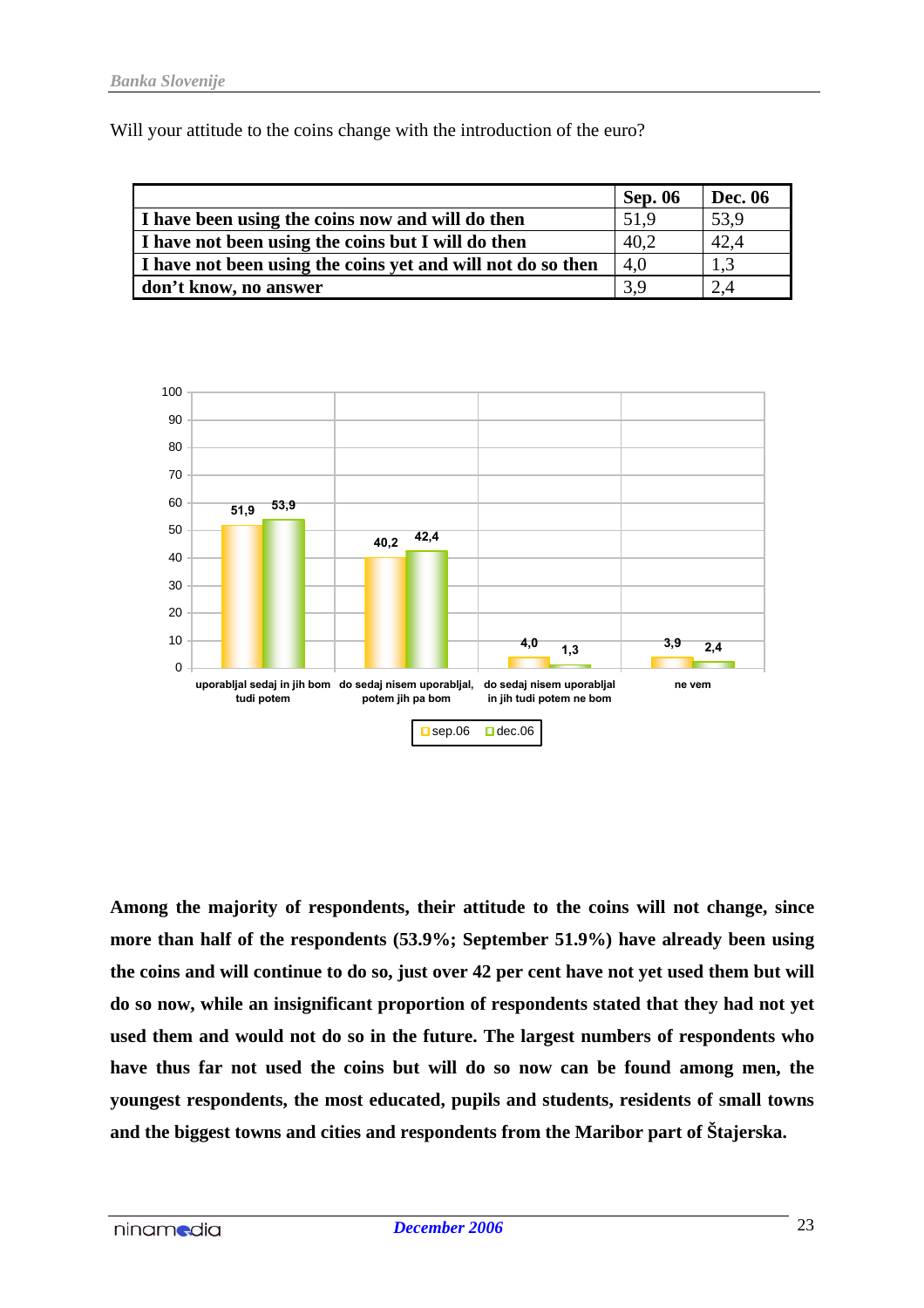Will your attitude to the coins change with the introduction of the euro?

| | Sep. 06 | Dec. 06 |
|---|---|---|
| **I have been using the coins now and will do then** | 51,9 | 53,9 |
| **I have not been using the coins but I will do then** | 40,2 | 42,4 |
| **I have not been using the coins yet and will not do so then** | 4,0 | 1,3 |
| **don't know, no answer** | 3,9 | 2,4 |

| | sep.06 | dec.06 |
|---|---|---|
| uporabljal sedaj in jih bom tudi potem | 51,9 | 53,9 |
| do sedaj nisem uporabljal, potem jih pa bom | 40,2 | 42,4 |
| do sedaj nisem uporabljal in jih tudi potem ne bom | 4,0 | 1,3 |
| ne vem | 3,9 | 2,4 |

**Among the majority of respondents, their attitude to the coins will not change, since more than half of the respondents (53.9%; September 51.9%) have already been using the coins and will continue to do so, just over 42 per cent have not yet used them but will do so now, while an insignificant proportion of respondents stated that they had not yet used them and would not do so in the future. The largest numbers of respondents who have thus far not used the coins but will do so now can be found among men, the youngest respondents, the most educated, pupils and students, residents of small towns and the biggest towns and cities and respondents from the Maribor part of Štajerska.**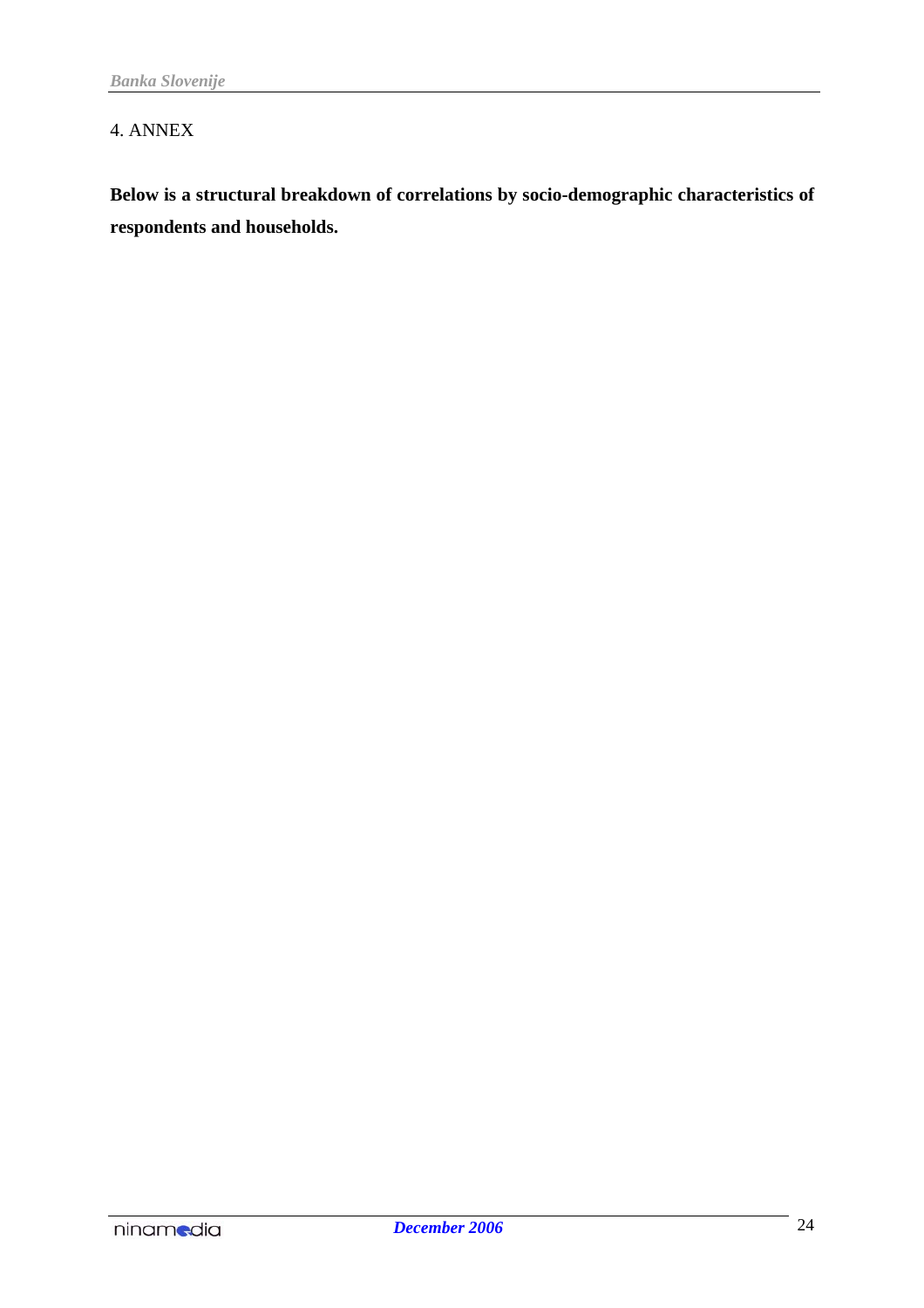## 4. ANNEX

**Below is a structural breakdown of correlations by socio-demographic characteristics of respondents and households.**